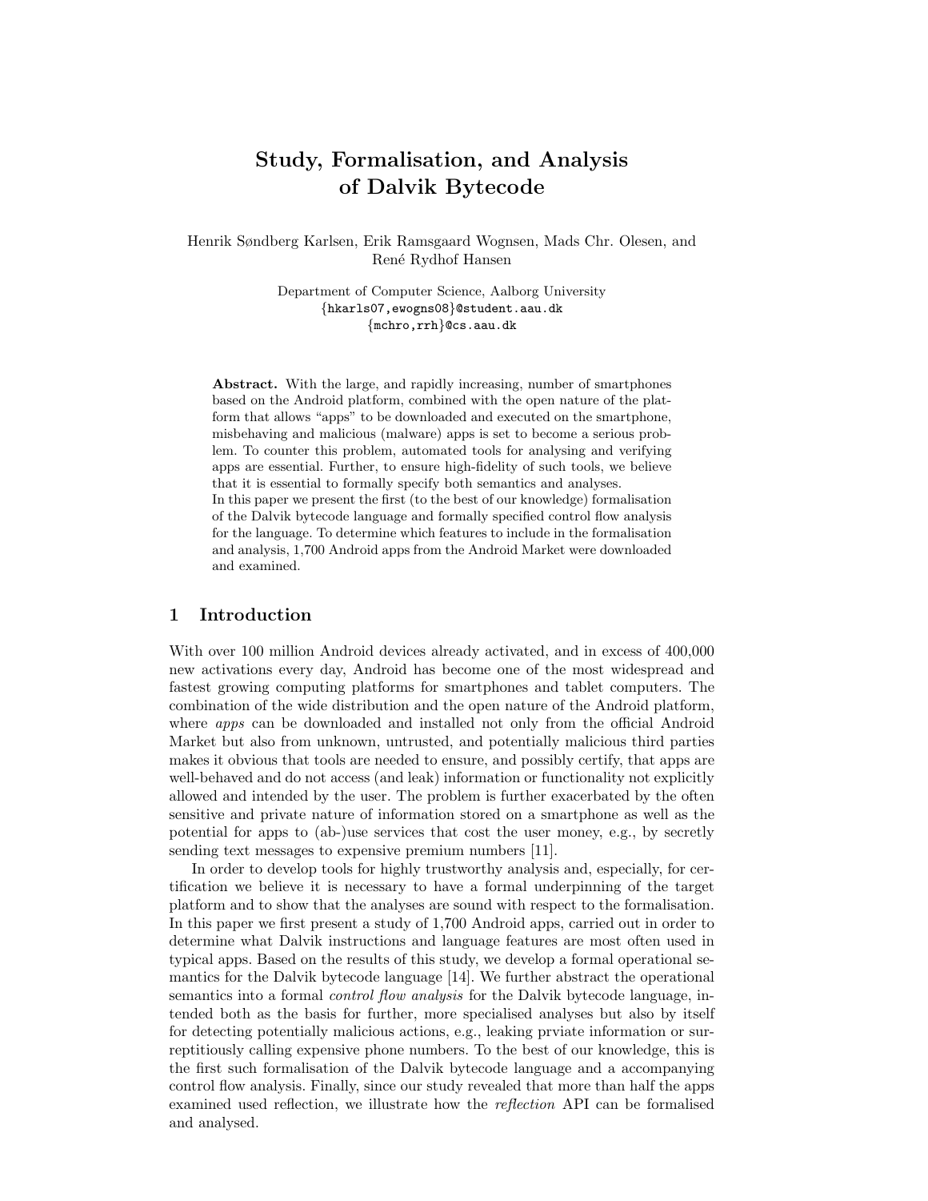# Study, Formalisation, and Analysis of Dalvik Bytecode

Henrik Søndberg Karlsen, Erik Ramsgaard Wognsen, Mads Chr. Olesen, and René Rydhof Hansen

Department of Computer Science, Aalborg University
{hkarls07,ewogns08}@student.aau.dk
{mchro,rrh}@cs.aau.dk

**Abstract.** With the large, and rapidly increasing, number of smartphones based on the Android platform, combined with the open nature of the platform that allows "apps" to be downloaded and executed on the smartphone, misbehaving and malicious (malware) apps is set to become a serious problem. To counter this problem, automated tools for analysing and verifying apps are essential. Further, to ensure high-fidelity of such tools, we believe that it is essential to formally specify both semantics and analyses.
In this paper we present the first (to the best of our knowledge) formalisation of the Dalvik bytecode language and formally specified control flow analysis for the language. To determine which features to include in the formalisation and analysis, 1,700 Android apps from the Android Market were downloaded and examined.

## 1 Introduction

With over 100 million Android devices already activated, and in excess of 400,000 new activations every day, Android has become one of the most widespread and fastest growing computing platforms for smartphones and tablet computers. The combination of the wide distribution and the open nature of the Android platform, where *apps* can be downloaded and installed not only from the official Android Market but also from unknown, untrusted, and potentially malicious third parties makes it obvious that tools are needed to ensure, and possibly certify, that apps are well-behaved and do not access (and leak) information or functionality not explicitly allowed and intended by the user. The problem is further exacerbated by the often sensitive and private nature of information stored on a smartphone as well as the potential for apps to (ab-)use services that cost the user money, e.g., by secretly sending text messages to expensive premium numbers [11].

In order to develop tools for highly trustworthy analysis and, especially, for certification we believe it is necessary to have a formal underpinning of the target platform and to show that the analyses are sound with respect to the formalisation. In this paper we first present a study of 1,700 Android apps, carried out in order to determine what Dalvik instructions and language features are most often used in typical apps. Based on the results of this study, we develop a formal operational semantics for the Dalvik bytecode language [14]. We further abstract the operational semantics into a formal *control flow analysis* for the Dalvik bytecode language, intended both as the basis for further, more specialised analyses but also by itself for detecting potentially malicious actions, e.g., leaking prviate information or surreptitiously calling expensive phone numbers. To the best of our knowledge, this is the first such formalisation of the Dalvik bytecode language and a accompanying control flow analysis. Finally, since our study revealed that more than half the apps examined used reflection, we illustrate how the *reflection* API can be formalised and analysed.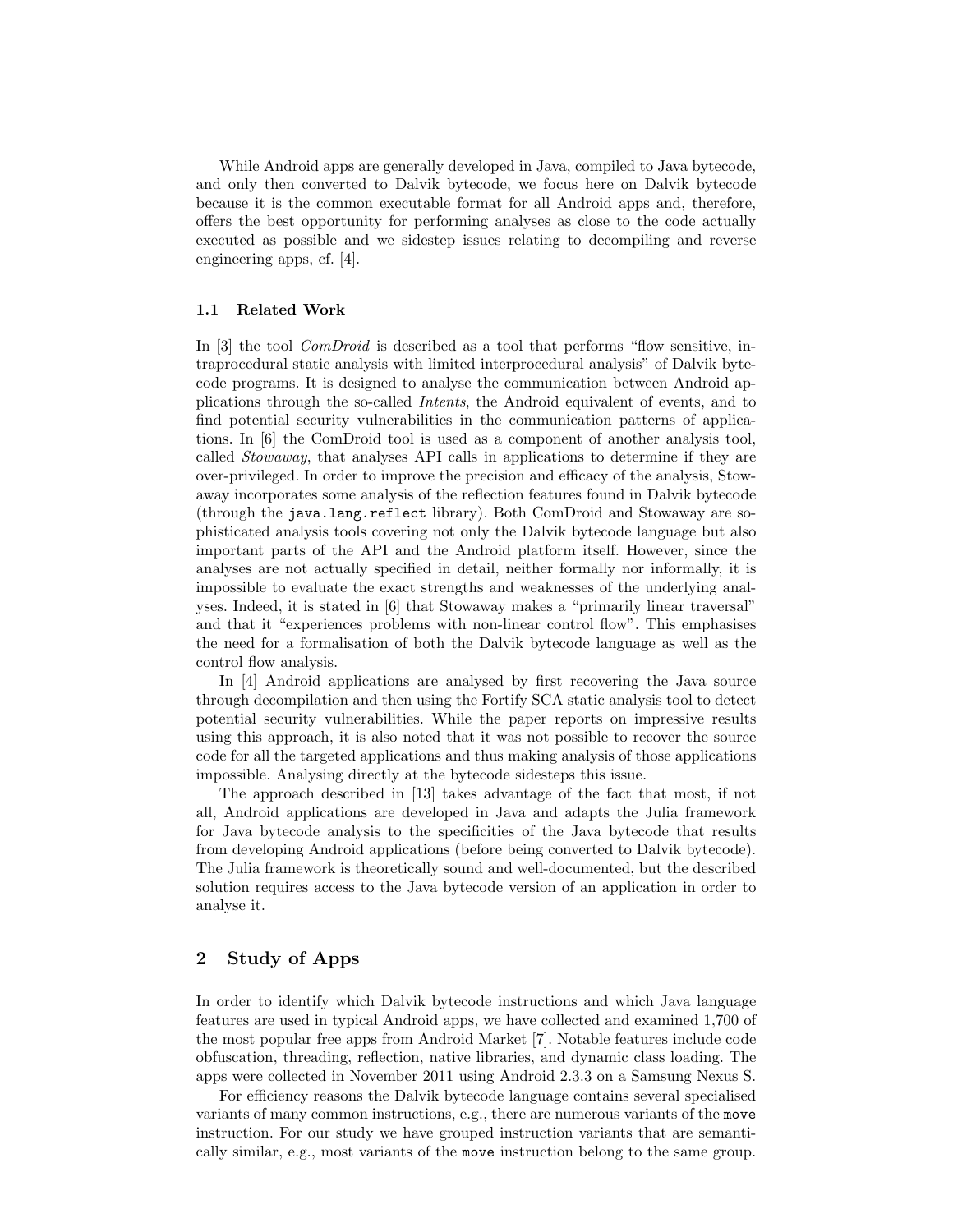While Android apps are generally developed in Java, compiled to Java bytecode, and only then converted to Dalvik bytecode, we focus here on Dalvik bytecode because it is the common executable format for all Android apps and, therefore, offers the best opportunity for performing analyses as close to the code actually executed as possible and we sidestep issues relating to decompiling and reverse engineering apps, cf. [4].

### 1.1 Related Work

In [3] the tool *ComDroid* is described as a tool that performs "flow sensitive, intraprocedural static analysis with limited interprocedural analysis" of Dalvik bytecode programs. It is designed to analyse the communication between Android applications through the so-called *Intents*, the Android equivalent of events, and to find potential security vulnerabilities in the communication patterns of applications. In [6] the ComDroid tool is used as a component of another analysis tool, called *Stowaway*, that analyses API calls in applications to determine if they are over-privileged. In order to improve the precision and efficacy of the analysis, Stowaway incorporates some analysis of the reflection features found in Dalvik bytecode (through the `java.lang.reflect` library). Both ComDroid and Stowaway are sophisticated analysis tools covering not only the Dalvik bytecode language but also important parts of the API and the Android platform itself. However, since the analyses are not actually specified in detail, neither formally nor informally, it is impossible to evaluate the exact strengths and weaknesses of the underlying analyses. Indeed, it is stated in [6] that Stowaway makes a "primarily linear traversal" and that it "experiences problems with non-linear control flow". This emphasises the need for a formalisation of both the Dalvik bytecode language as well as the control flow analysis.

In [4] Android applications are analysed by first recovering the Java source through decompilation and then using the Fortify SCA static analysis tool to detect potential security vulnerabilities. While the paper reports on impressive results using this approach, it is also noted that it was not possible to recover the source code for all the targeted applications and thus making analysis of those applications impossible. Analysing directly at the bytecode sidesteps this issue.

The approach described in [13] takes advantage of the fact that most, if not all, Android applications are developed in Java and adapts the Julia framework for Java bytecode analysis to the specificities of the Java bytecode that results from developing Android applications (before being converted to Dalvik bytecode). The Julia framework is theoretically sound and well-documented, but the described solution requires access to the Java bytecode version of an application in order to analyse it.

## 2 Study of Apps

In order to identify which Dalvik bytecode instructions and which Java language features are used in typical Android apps, we have collected and examined 1,700 of the most popular free apps from Android Market [7]. Notable features include code obfuscation, threading, reflection, native libraries, and dynamic class loading. The apps were collected in November 2011 using Android 2.3.3 on a Samsung Nexus S.

For efficiency reasons the Dalvik bytecode language contains several specialised variants of many common instructions, e.g., there are numerous variants of the `move` instruction. For our study we have grouped instruction variants that are semantically similar, e.g., most variants of the `move` instruction belong to the same group.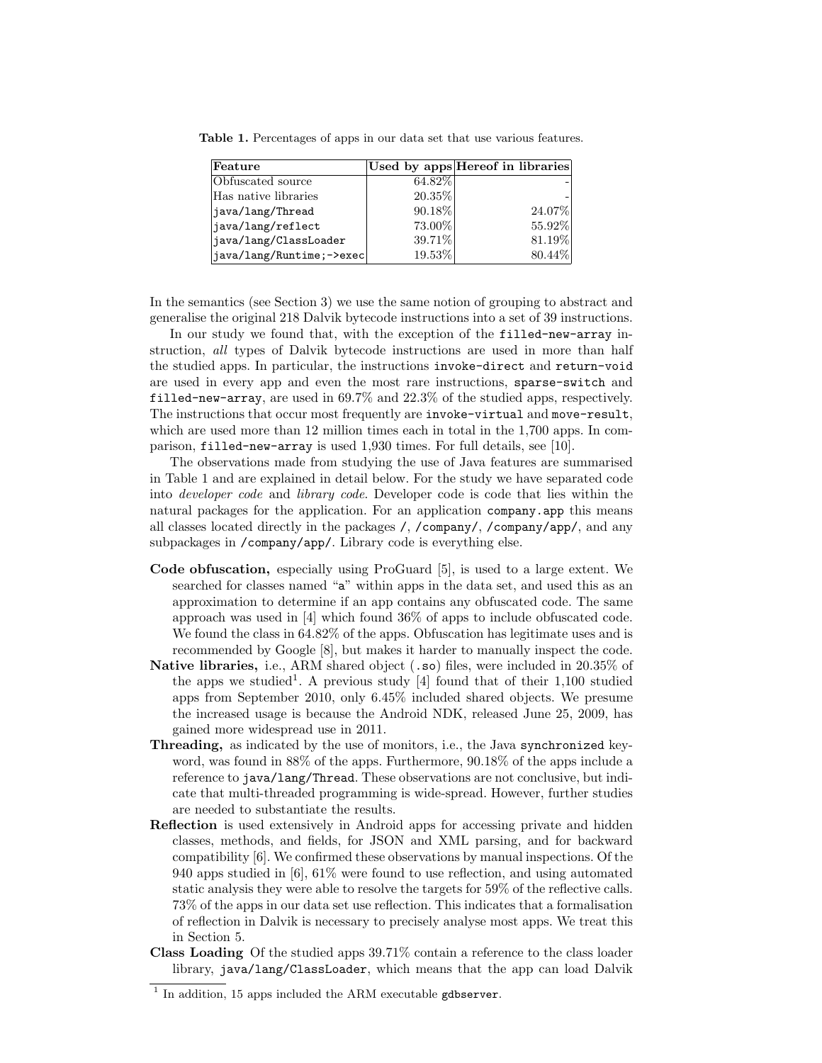**Table 1.** Percentages of apps in our data set that use various features.

| Feature | Used by apps | Hereof in libraries |
|---|---|---|
| Obfuscated source | 64.82% | - |
| Has native libraries | 20.35% | - |
| `java/lang/Thread` | 90.18% | 24.07% |
| `java/lang/reflect` | 73.00% | 55.92% |
| `java/lang/ClassLoader` | 39.71% | 81.19% |
| `java/lang/Runtime;->exec` | 19.53% | 80.44% |

In the semantics (see Section 3) we use the same notion of grouping to abstract and generalise the original 218 Dalvik bytecode instructions into a set of 39 instructions.

In our study we found that, with the exception of the `filled-new-array` instruction, *all* types of Dalvik bytecode instructions are used in more than half the studied apps. In particular, the instructions `invoke-direct` and `return-void` are used in every app and even the most rare instructions, `sparse-switch` and `filled-new-array`, are used in 69.7% and 22.3% of the studied apps, respectively. The instructions that occur most frequently are `invoke-virtual` and `move-result`, which are used more than 12 million times each in total in the 1,700 apps. In comparison, `filled-new-array` is used 1,930 times. For full details, see [10].

The observations made from studying the use of Java features are summarised in Table 1 and are explained in detail below. For the study we have separated code into *developer code* and *library code*. Developer code is code that lies within the natural packages for the application. For an application `company.app` this means all classes located directly in the packages `/`, `/company/`, `/company/app/`, and any subpackages in `/company/app/`. Library code is everything else.

- **Code obfuscation,** especially using ProGuard [5], is used to a large extent. We searched for classes named "`a`" within apps in the data set, and used this as an approximation to determine if an app contains any obfuscated code. The same approach was used in [4] which found 36% of apps to include obfuscated code. We found the class in 64.82% of the apps. Obfuscation has legitimate uses and is recommended by Google [8], but makes it harder to manually inspect the code.
- **Native libraries,** i.e., ARM shared object (`.so`) files, were included in 20.35% of the apps we studied[1]. A previous study [4] found that of their 1,100 studied apps from September 2010, only 6.45% included shared objects. We presume the increased usage is because the Android NDK, released June 25, 2009, has gained more widespread use in 2011.
- **Threading,** as indicated by the use of monitors, i.e., the Java `synchronized` keyword, was found in 88% of the apps. Furthermore, 90.18% of the apps include a reference to `java/lang/Thread`. These observations are not conclusive, but indicate that multi-threaded programming is wide-spread. However, further studies are needed to substantiate the results.
- **Reflection** is used extensively in Android apps for accessing private and hidden classes, methods, and fields, for JSON and XML parsing, and for backward compatibility [6]. We confirmed these observations by manual inspections. Of the 940 apps studied in [6], 61% were found to use reflection, and using automated static analysis they were able to resolve the targets for 59% of the reflective calls. 73% of the apps in our data set use reflection. This indicates that a formalisation of reflection in Dalvik is necessary to precisely analyse most apps. We treat this in Section 5.
- **Class Loading** Of the studied apps 39.71% contain a reference to the class loader library, `java/lang/ClassLoader`, which means that the app can load Dalvik

[1] In addition, 15 apps included the ARM executable `gdbserver`.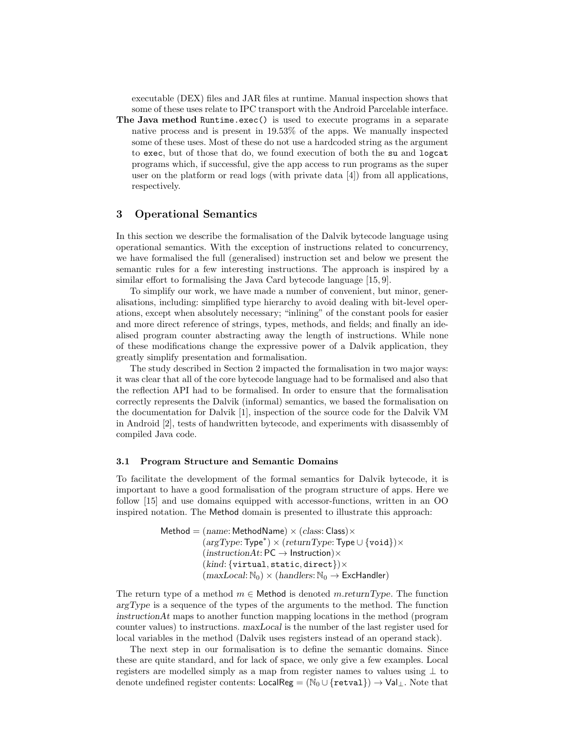executable (DEX) files and JAR files at runtime. Manual inspection shows that some of these uses relate to IPC transport with the Android Parcelable interface.

**The Java method** `Runtime.exec()` is used to execute programs in a separate native process and is present in 19.53% of the apps. We manually inspected some of these uses. Most of these do not use a hardcoded string as the argument to `exec`, but of those that do, we found execution of both the `su` and `logcat` programs which, if successful, give the app access to run programs as the super user on the platform or read logs (with private data [4]) from all applications, respectively.

## 3 Operational Semantics

In this section we describe the formalisation of the Dalvik bytecode language using operational semantics. With the exception of instructions related to concurrency, we have formalised the full (generalised) instruction set and below we present the semantic rules for a few interesting instructions. The approach is inspired by a similar effort to formalising the Java Card bytecode language [15, 9].

To simplify our work, we have made a number of convenient, but minor, generalisations, including: simplified type hierarchy to avoid dealing with bit-level operations, except when absolutely necessary; "inlining" of the constant pools for easier and more direct reference of strings, types, methods, and fields; and finally an idealised program counter abstracting away the length of instructions. While none of these modifications change the expressive power of a Dalvik application, they greatly simplify presentation and formalisation.

The study described in Section 2 impacted the formalisation in two major ways: it was clear that all of the core bytecode language had to be formalised and also that the reflection API had to be formalised. In order to ensure that the formalisation correctly represents the Dalvik (informal) semantics, we based the formalisation on the documentation for Dalvik [1], inspection of the source code for the Dalvik VM in Android [2], tests of handwritten bytecode, and experiments with disassembly of compiled Java code.

### 3.1 Program Structure and Semantic Domains

To facilitate the development of the formal semantics for Dalvik bytecode, it is important to have a good formalisation of the program structure of apps. Here we follow [15] and use domains equipped with accessor-functions, written in an OO inspired notation. The Method domain is presented to illustrate this approach:

$$
\begin{aligned}
\mathsf{Method} = {} & (\mathit{name}\colon \mathsf{MethodName}) \times (\mathit{class}\colon \mathsf{Class}) \times \\
& (\mathit{argType}\colon \mathsf{Type}^*) \times (\mathit{returnType}\colon \mathsf{Type} \cup \{\mathtt{void}\}) \times \\
& (\mathit{instructionAt}\colon \mathsf{PC} \to \mathsf{Instruction}) \times \\
& (\mathit{kind}\colon \{\mathtt{virtual}, \mathtt{static}, \mathtt{direct}\}) \times \\
& (\mathit{maxLocal}\colon \mathbb{N}_0) \times (\mathit{handlers}\colon \mathbb{N}_0 \to \mathsf{ExcHandler})
\end{aligned}
$$

The return type of a method $m \in \mathsf{Method}$ is denoted $m.\mathit{returnType}$. The function *argType* is a sequence of the types of the arguments to the method. The function *instructionAt* maps to another function mapping locations in the method (program counter values) to instructions. *maxLocal* is the number of the last register used for local variables in the method (Dalvik uses registers instead of an operand stack).

The next step in our formalisation is to define the semantic domains. Since these are quite standard, and for lack of space, we only give a few examples. Local registers are modelled simply as a map from register names to values using $\perp$ to denote undefined register contents: $\mathsf{LocalReg} = (\mathbb{N}_0 \cup \{\mathtt{retval}\}) \to \mathsf{Val}_\perp$. Note that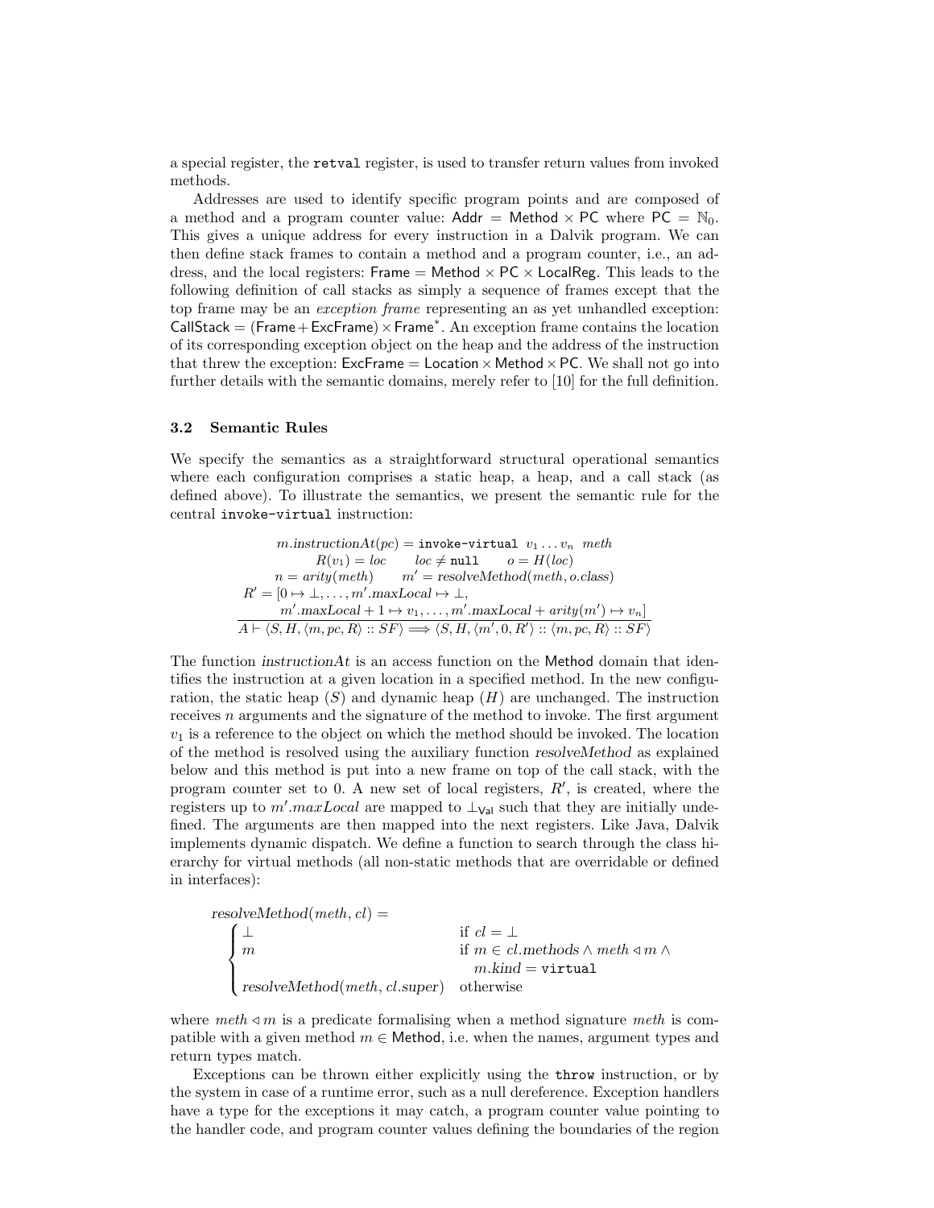a special register, the `retval` register, is used to transfer return values from invoked methods.

Addresses are used to identify specific program points and are composed of a method and a program counter value: $\mathsf{Addr} = \mathsf{Method} \times \mathsf{PC}$ where $\mathsf{PC} = \mathbb{N}_0$. This gives a unique address for every instruction in a Dalvik program. We can then define stack frames to contain a method and a program counter, i.e., an address, and the local registers: $\mathsf{Frame} = \mathsf{Method} \times \mathsf{PC} \times \mathsf{LocalReg}$. This leads to the following definition of call stacks as simply a sequence of frames except that the top frame may be an *exception frame* representing an as yet unhandled exception: $\mathsf{CallStack} = (\mathsf{Frame} + \mathsf{ExcFrame}) \times \mathsf{Frame}^*$. An exception frame contains the location of its corresponding exception object on the heap and the address of the instruction that threw the exception: $\mathsf{ExcFrame} = \mathsf{Location} \times \mathsf{Method} \times \mathsf{PC}$. We shall not go into further details with the semantic domains, merely refer to [10] for the full definition.

### 3.2 Semantic Rules

We specify the semantics as a straightforward structural operational semantics where each configuration comprises a static heap, a heap, and a call stack (as defined above). To illustrate the semantics, we present the semantic rule for the central `invoke-virtual` instruction:

$$\frac{\begin{array}{c} m.\mathit{instructionAt}(pc) = \texttt{invoke-virtual}\ v_1 \ldots v_n\ \mathit{meth} \\ R(v_1) = loc \qquad loc \neq \texttt{null} \qquad o = H(loc) \\ n = \mathit{arity}(\mathit{meth}) \qquad m' = \mathit{resolveMethod}(\mathit{meth}, o.\mathit{class}) \\ R' = [0 \mapsto \bot, \ldots, m'.\mathit{maxLocal} \mapsto \bot, \\ \quad m'.\mathit{maxLocal} + 1 \mapsto v_1, \ldots, m'.\mathit{maxLocal} + \mathit{arity}(m') \mapsto v_n] \end{array}}{A \vdash \langle S, H, \langle m, pc, R \rangle :: SF \rangle \Longrightarrow \langle S, H, \langle m', 0, R' \rangle :: \langle m, pc, R \rangle :: SF \rangle}$$

The function *instructionAt* is an access function on the $\mathsf{Method}$ domain that identifies the instruction at a given location in a specified method. In the new configuration, the static heap ($S$) and dynamic heap ($H$) are unchanged. The instruction receives $n$ arguments and the signature of the method to invoke. The first argument $v_1$ is a reference to the object on which the method should be invoked. The location of the method is resolved using the auxiliary function *resolveMethod* as explained below and this method is put into a new frame on top of the call stack, with the program counter set to 0. A new set of local registers, $R'$, is created, where the registers up to $m'.\mathit{maxLocal}$ are mapped to $\bot_{\mathsf{Val}}$ such that they are initially undefined. The arguments are then mapped into the next registers. Like Java, Dalvik implements dynamic dispatch. We define a function to search through the class hierarchy for virtual methods (all non-static methods that are overridable or defined in interfaces):

$$\mathit{resolveMethod}(\mathit{meth}, \mathit{cl}) = \begin{cases} \bot & \text{if } \mathit{cl} = \bot \\ m & \text{if } m \in \mathit{cl}.\mathit{methods} \wedge \mathit{meth} \lhd m \wedge \\ & \quad m.\mathit{kind} = \texttt{virtual} \\ \mathit{resolveMethod}(\mathit{meth}, \mathit{cl}.\mathit{super}) & \text{otherwise} \end{cases}$$

where $\mathit{meth} \lhd m$ is a predicate formalising when a method signature *meth* is compatible with a given method $m \in \mathsf{Method}$, i.e. when the names, argument types and return types match.

Exceptions can be thrown either explicitly using the `throw` instruction, or by the system in case of a runtime error, such as a null dereference. Exception handlers have a type for the exceptions it may catch, a program counter value pointing to the handler code, and program counter values defining the boundaries of the region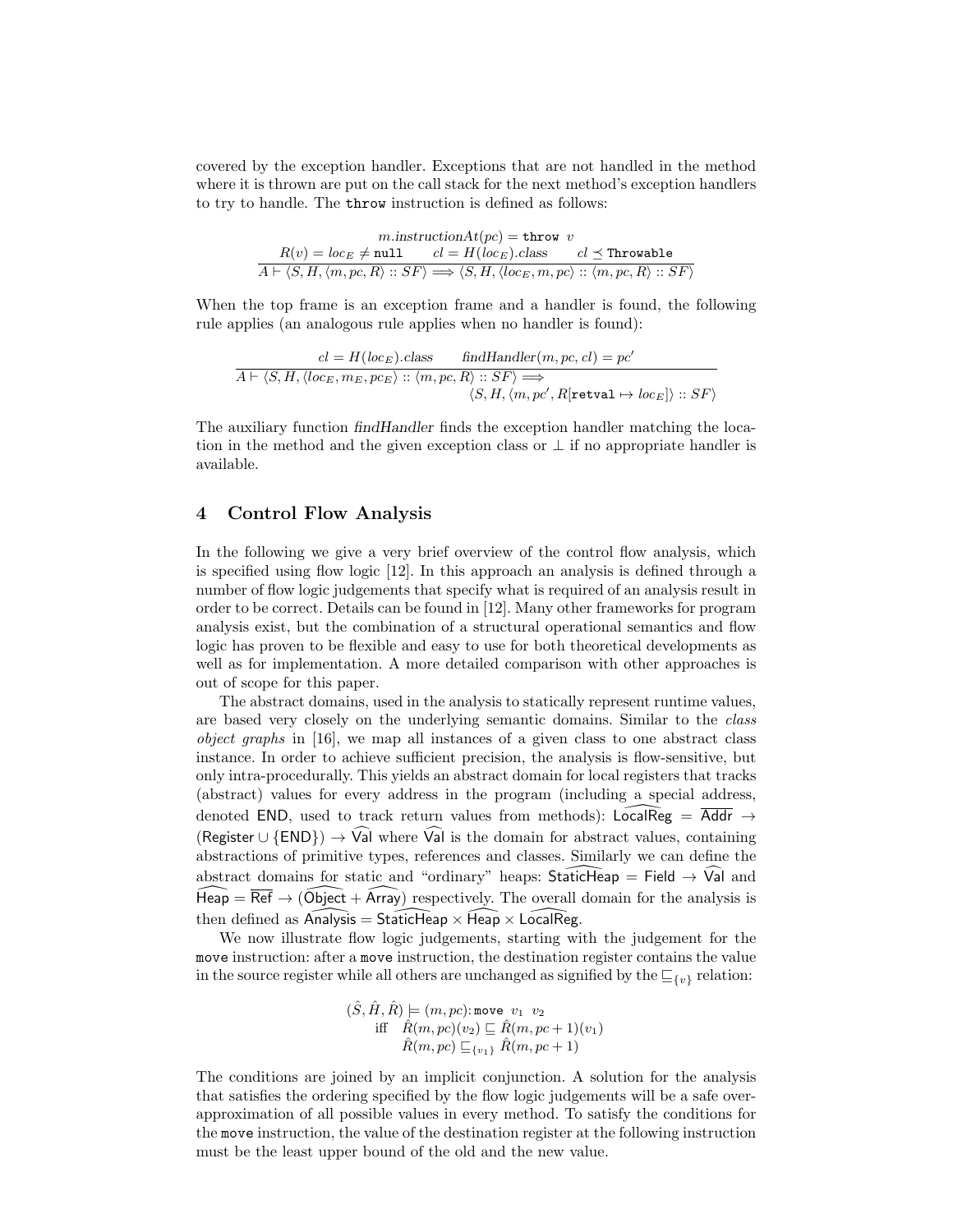covered by the exception handler. Exceptions that are not handled in the method where it is thrown are put on the call stack for the next method's exception handlers to try to handle. The `throw` instruction is defined as follows:

$$\frac{\begin{array}{c} m.\mathit{instructionAt}(pc) = \texttt{throw}\ v \\ R(v) = loc_E \neq \texttt{null} \qquad cl = H(loc_E).\mathit{class} \qquad cl \preceq \texttt{Throwable} \end{array}}{A \vdash \langle S, H, \langle m, pc, R \rangle :: SF \rangle \Longrightarrow \langle S, H, \langle loc_E, m, pc \rangle :: \langle m, pc, R \rangle :: SF \rangle}$$

When the top frame is an exception frame and a handler is found, the following rule applies (an analogous rule applies when no handler is found):

$$\frac{cl = H(loc_E).\mathit{class} \qquad \mathit{findHandler}(m, pc, cl) = pc'}{\begin{array}{l} A \vdash \langle S, H, \langle loc_E, m_E, pc_E \rangle :: \langle m, pc, R \rangle :: SF \rangle \Longrightarrow \\ \qquad\qquad\qquad\qquad\qquad \langle S, H, \langle m, pc', R[\texttt{retval} \mapsto loc_E] \rangle :: SF \rangle \end{array}}$$

The auxiliary function *findHandler* finds the exception handler matching the location in the method and the given exception class or $\perp$ if no appropriate handler is available.

## 4 Control Flow Analysis

In the following we give a very brief overview of the control flow analysis, which is specified using flow logic [12]. In this approach an analysis is defined through a number of flow logic judgements that specify what is required of an analysis result in order to be correct. Details can be found in [12]. Many other frameworks for program analysis exist, but the combination of a structural operational semantics and flow logic has proven to be flexible and easy to use for both theoretical developments as well as for implementation. A more detailed comparison with other approaches is out of scope for this paper.

The abstract domains, used in the analysis to statically represent runtime values, are based very closely on the underlying semantic domains. Similar to the *class object graphs* in [16], we map all instances of a given class to one abstract class instance. In order to achieve sufficient precision, the analysis is flow-sensitive, but only intra-procedurally. This yields an abstract domain for local registers that tracks (abstract) values for every address in the program (including a special address, denoted END, used to track return values from methods): $\widehat{\mathsf{LocalReg}} = \widehat{\mathsf{Addr}} \rightarrow (\mathsf{Register} \cup \{\mathsf{END}\}) \rightarrow \widehat{\mathsf{Val}}$ where $\widehat{\mathsf{Val}}$ is the domain for abstract values, containing abstractions of primitive types, references and classes. Similarly we can define the abstract domains for static and "ordinary" heaps: $\widehat{\mathsf{StaticHeap}} = \mathsf{Field} \rightarrow \widehat{\mathsf{Val}}$ and $\widehat{\mathsf{Heap}} = \widehat{\mathsf{Ref}} \rightarrow (\widehat{\mathsf{Object}} + \widehat{\mathsf{Array}})$ respectively. The overall domain for the analysis is then defined as $\widehat{\mathsf{Analysis}} = \widehat{\mathsf{StaticHeap}} \times \widehat{\mathsf{Heap}} \times \widehat{\mathsf{LocalReg}}$.

We now illustrate flow logic judgements, starting with the judgement for the `move` instruction: after a `move` instruction, the destination register contains the value in the source register while all others are unchanged as signified by the $\sqsubseteq_{\{v\}}$ relation:

$$\begin{array}{l} (\hat{S}, \hat{H}, \hat{R}) \models (m, pc){:}\,\texttt{move}\ v_1\ v_2 \\ \quad \text{iff} \quad \hat{R}(m, pc)(v_2) \sqsubseteq \hat{R}(m, pc+1)(v_1) \\ \qquad\quad\ \ \hat{R}(m, pc) \sqsubseteq_{\{v_1\}} \hat{R}(m, pc+1) \end{array}$$

The conditions are joined by an implicit conjunction. A solution for the analysis that satisfies the ordering specified by the flow logic judgements will be a safe over-approximation of all possible values in every method. To satisfy the conditions for the `move` instruction, the value of the destination register at the following instruction must be the least upper bound of the old and the new value.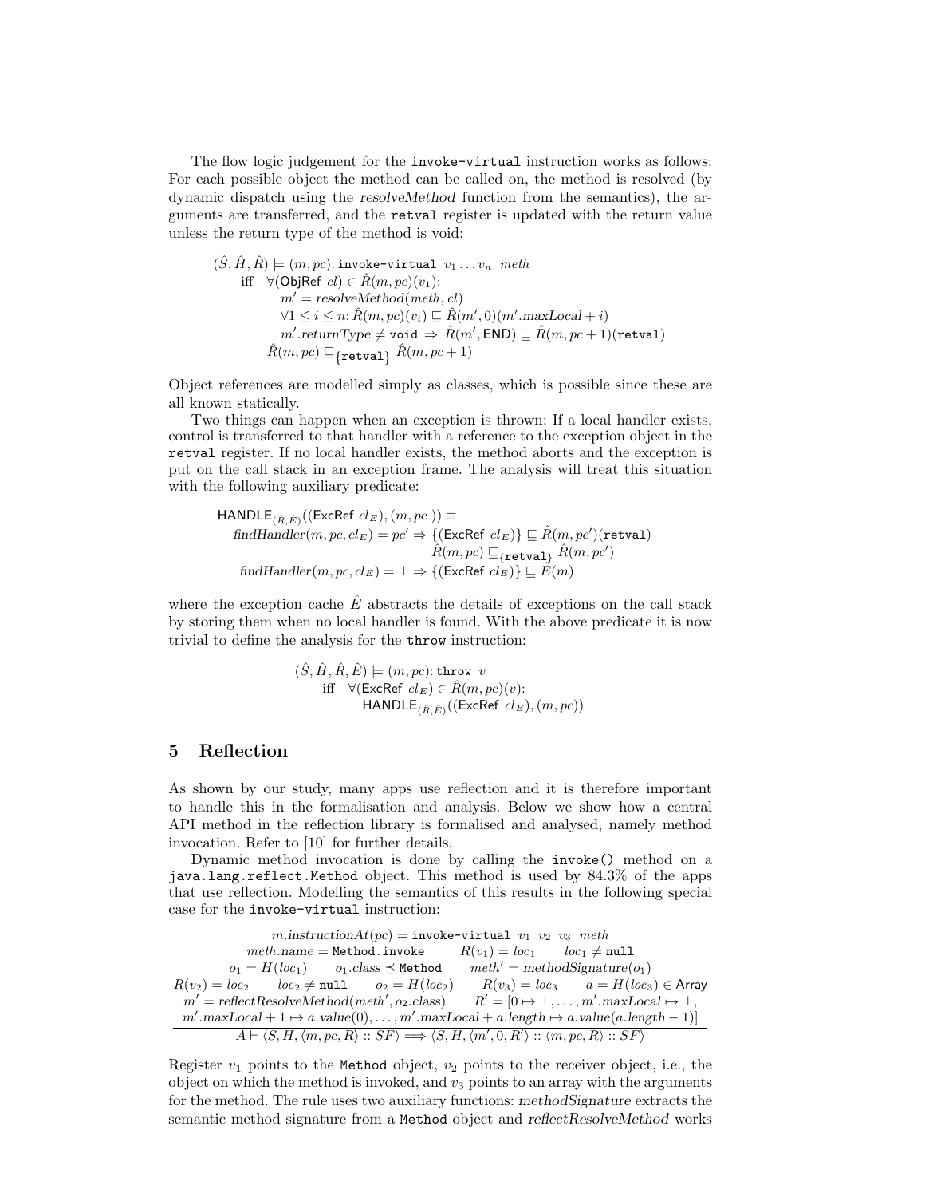The flow logic judgement for the `invoke-virtual` instruction works as follows: For each possible object the method can be called on, the method is resolved (by dynamic dispatch using the *resolveMethod* function from the semantics), the arguments are transferred, and the `retval` register is updated with the return value unless the return type of the method is void:

$$
\begin{array}{l}
(\hat{S}, \hat{H}, \hat{R}) \models (m, pc)\colon \texttt{invoke-virtual}\ v_1 \ldots v_n\ \ meth \\
\quad \text{iff} \quad \forall (\mathsf{ObjRef}\ cl) \in \hat{R}(m, pc)(v_1)\colon \\
\qquad\quad m' = \mathit{resolveMethod}(meth, cl) \\
\qquad\quad \forall 1 \leq i \leq n\colon \hat{R}(m, pc)(v_i) \sqsubseteq \hat{R}(m', 0)(m'.\mathit{maxLocal} + i) \\
\qquad\quad m'.\mathit{returnType} \neq \texttt{void} \Rightarrow \hat{R}(m', \mathsf{END}) \sqsubseteq \hat{R}(m, pc+1)(\texttt{retval}) \\
\qquad \hat{R}(m, pc) \sqsubseteq_{\{\texttt{retval}\}} \hat{R}(m, pc+1)
\end{array}
$$

Object references are modelled simply as classes, which is possible since these are all known statically.

Two things can happen when an exception is thrown: If a local handler exists, control is transferred to that handler with a reference to the exception object in the `retval` register. If no local handler exists, the method aborts and the exception is put on the call stack in an exception frame. The analysis will treat this situation with the following auxiliary predicate:

$$
\begin{array}{l}
\mathsf{HANDLE}_{(\hat{R},\hat{E})}((\mathsf{ExcRef}\ cl_E), (m, pc\ )) \equiv \\
\quad \mathit{findHandler}(m, pc, cl_E) = pc' \Rightarrow \{(\mathsf{ExcRef}\ cl_E)\} \sqsubseteq \hat{R}(m, pc')(\texttt{retval}) \\
\qquad\qquad\qquad\qquad\qquad\qquad\quad \hat{R}(m, pc) \sqsubseteq_{\{\texttt{retval}\}} \hat{R}(m, pc') \\
\quad \mathit{findHandler}(m, pc, cl_E) = \bot \Rightarrow \{(\mathsf{ExcRef}\ cl_E)\} \sqsubseteq \hat{E}(m)
\end{array}
$$

where the exception cache $\hat{E}$ abstracts the details of exceptions on the call stack by storing them when no local handler is found. With the above predicate it is now trivial to define the analysis for the `throw` instruction:

$$
\begin{array}{l}
(\hat{S}, \hat{H}, \hat{R}, \hat{E}) \models (m, pc)\colon \texttt{throw}\ v \\
\quad \text{iff} \quad \forall (\mathsf{ExcRef}\ cl_E) \in \hat{R}(m, pc)(v)\colon \\
\qquad\qquad \mathsf{HANDLE}_{(\hat{R},\hat{E})}((\mathsf{ExcRef}\ cl_E), (m, pc))
\end{array}
$$

## 5 Reflection

As shown by our study, many apps use reflection and it is therefore important to handle this in the formalisation and analysis. Below we show how a central API method in the reflection library is formalised and analysed, namely method invocation. Refer to [10] for further details.

Dynamic method invocation is done by calling the `invoke()` method on a `java.lang.reflect.Method` object. This method is used by 84.3% of the apps that use reflection. Modelling the semantics of this results in the following special case for the `invoke-virtual` instruction:

$$
\frac{
\begin{array}{c}
m.\mathit{instructionAt}(pc) = \texttt{invoke-virtual}\ v_1\ v_2\ v_3\ \ meth \\
meth.\mathit{name} = \texttt{Method.invoke} \qquad R(v_1) = loc_1 \qquad loc_1 \neq \texttt{null} \\
o_1 = H(loc_1) \qquad o_1.\mathit{class} \preceq \texttt{Method} \qquad meth' = \mathit{methodSignature}(o_1) \\
R(v_2) = loc_2 \qquad loc_2 \neq \texttt{null} \qquad o_2 = H(loc_2) \qquad R(v_3) = loc_3 \qquad a = H(loc_3) \in \mathsf{Array} \\
m' = \mathit{reflectResolveMethod}(meth', o_2.\mathit{class}) \qquad R' = [0 \mapsto \bot, \ldots, m'.\mathit{maxLocal} \mapsto \bot, \\
m'.\mathit{maxLocal} + 1 \mapsto a.\mathit{value}(0), \ldots, m'.\mathit{maxLocal} + a.\mathit{length} \mapsto a.\mathit{value}(a.\mathit{length} - 1)]
\end{array}
}{
A \vdash \langle S, H, \langle m, pc, R\rangle :: SF\rangle \Longrightarrow \langle S, H, \langle m', 0, R'\rangle :: \langle m, pc, R\rangle :: SF\rangle
}
$$

Register $v_1$ points to the `Method` object, $v_2$ points to the receiver object, i.e., the object on which the method is invoked, and $v_3$ points to an array with the arguments for the method. The rule uses two auxiliary functions: *methodSignature* extracts the semantic method signature from a `Method` object and *reflectResolveMethod* works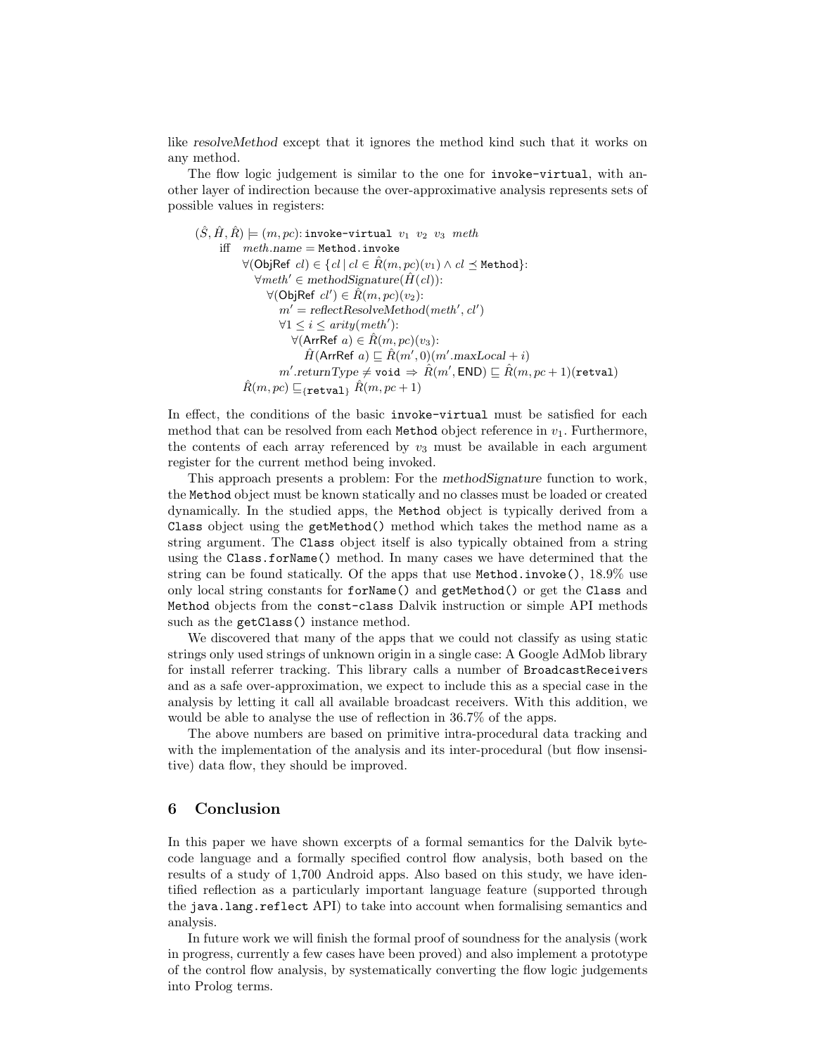like *resolveMethod* except that it ignores the method kind such that it works on any method.

The flow logic judgement is similar to the one for `invoke-virtual`, with another layer of indirection because the over-approximative analysis represents sets of possible values in registers:

$$
\begin{array}{l}
(\hat{S}, \hat{H}, \hat{R}) \models (m, pc)\colon \texttt{invoke-virtual}\ v_1\ v_2\ v_3\ meth \\
\quad \text{iff} \quad meth.name = \texttt{Method.invoke} \\
\qquad \forall (\mathsf{ObjRef}\ cl) \in \{cl \mid cl \in \hat{R}(m, pc)(v_1) \wedge cl \preceq \texttt{Method}\}\colon \\
\qquad\quad \forall meth' \in methodSignature(\hat{H}(cl))\colon \\
\qquad\qquad \forall (\mathsf{ObjRef}\ cl') \in \hat{R}(m, pc)(v_2)\colon \\
\qquad\qquad\quad m' = reflectResolveMethod(meth', cl') \\
\qquad\qquad\quad \forall 1 \leq i \leq arity(meth')\colon \\
\qquad\qquad\qquad \forall (\mathsf{ArrRef}\ a) \in \hat{R}(m, pc)(v_3)\colon \\
\qquad\qquad\qquad\quad \hat{H}(\mathsf{ArrRef}\ a) \sqsubseteq \hat{R}(m', 0)(m'.maxLocal + i) \\
\qquad\qquad\quad m'.returnType \neq \texttt{void} \Rightarrow \hat{R}(m', \mathsf{END}) \sqsubseteq \hat{R}(m, pc+1)(\texttt{retval}) \\
\qquad \hat{R}(m, pc) \sqsubseteq_{\{\texttt{retval}\}} \hat{R}(m, pc+1)
\end{array}
$$

In effect, the conditions of the basic `invoke-virtual` must be satisfied for each method that can be resolved from each `Method` object reference in $v_1$. Furthermore, the contents of each array referenced by $v_3$ must be available in each argument register for the current method being invoked.

This approach presents a problem: For the *methodSignature* function to work, the `Method` object must be known statically and no classes must be loaded or created dynamically. In the studied apps, the `Method` object is typically derived from a `Class` object using the `getMethod()` method which takes the method name as a string argument. The `Class` object itself is also typically obtained from a string using the `Class.forName()` method. In many cases we have determined that the string can be found statically. Of the apps that use `Method.invoke()`, 18.9% use only local string constants for `forName()` and `getMethod()` or get the `Class` and `Method` objects from the `const-class` Dalvik instruction or simple API methods such as the `getClass()` instance method.

We discovered that many of the apps that we could not classify as using static strings only used strings of unknown origin in a single case: A Google AdMob library for install referrer tracking. This library calls a number of `BroadcastReceivers` and as a safe over-approximation, we expect to include this as a special case in the analysis by letting it call all available broadcast receivers. With this addition, we would be able to analyse the use of reflection in 36.7% of the apps.

The above numbers are based on primitive intra-procedural data tracking and with the implementation of the analysis and its inter-procedural (but flow insensitive) data flow, they should be improved.

## 6 Conclusion

In this paper we have shown excerpts of a formal semantics for the Dalvik bytecode language and a formally specified control flow analysis, both based on the results of a study of 1,700 Android apps. Also based on this study, we have identified reflection as a particularly important language feature (supported through the `java.lang.reflect` API) to take into account when formalising semantics and analysis.

In future work we will finish the formal proof of soundness for the analysis (work in progress, currently a few cases have been proved) and also implement a prototype of the control flow analysis, by systematically converting the flow logic judgements into Prolog terms.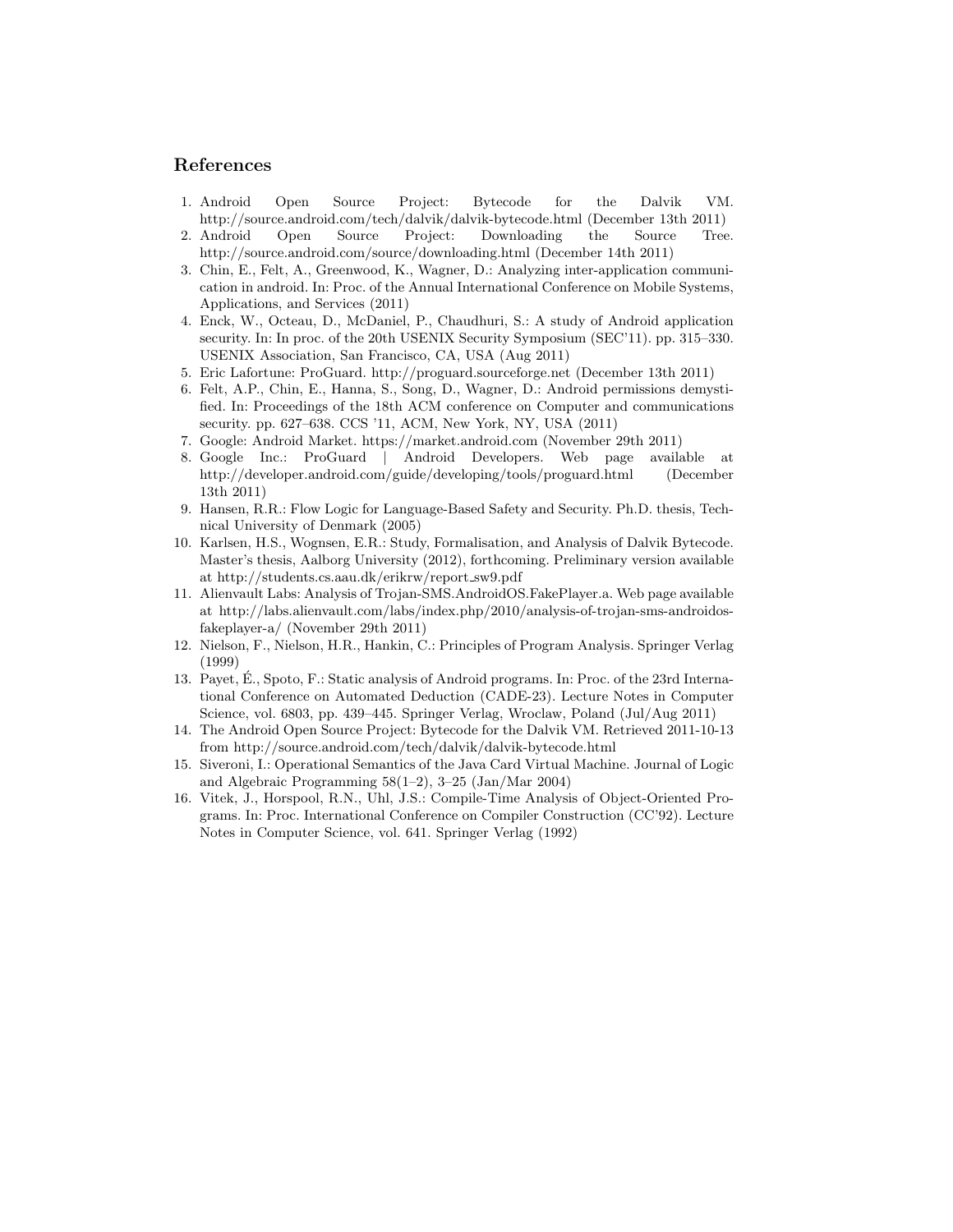## References

1. Android Open Source Project: Bytecode for the Dalvik VM. http://source.android.com/tech/dalvik/dalvik-bytecode.html (December 13th 2011)
2. Android Open Source Project: Downloading the Source Tree. http://source.android.com/source/downloading.html (December 14th 2011)
3. Chin, E., Felt, A., Greenwood, K., Wagner, D.: Analyzing inter-application communication in android. In: Proc. of the Annual International Conference on Mobile Systems, Applications, and Services (2011)
4. Enck, W., Octeau, D., McDaniel, P., Chaudhuri, S.: A study of Android application security. In: In proc. of the 20th USENIX Security Symposium (SEC'11). pp. 315–330. USENIX Association, San Francisco, CA, USA (Aug 2011)
5. Eric Lafortune: ProGuard. http://proguard.sourceforge.net (December 13th 2011)
6. Felt, A.P., Chin, E., Hanna, S., Song, D., Wagner, D.: Android permissions demystified. In: Proceedings of the 18th ACM conference on Computer and communications security. pp. 627–638. CCS '11, ACM, New York, NY, USA (2011)
7. Google: Android Market. https://market.android.com (November 29th 2011)
8. Google Inc.: ProGuard | Android Developers. Web page available at http://developer.android.com/guide/developing/tools/proguard.html (December 13th 2011)
9. Hansen, R.R.: Flow Logic for Language-Based Safety and Security. Ph.D. thesis, Technical University of Denmark (2005)
10. Karlsen, H.S., Wognsen, E.R.: Study, Formalisation, and Analysis of Dalvik Bytecode. Master's thesis, Aalborg University (2012), forthcoming. Preliminary version available at http://students.cs.aau.dk/erikrw/report_sw9.pdf
11. Alienvault Labs: Analysis of Trojan-SMS.AndroidOS.FakePlayer.a. Web page available at http://labs.alienvault.com/labs/index.php/2010/analysis-of-trojan-sms-androidos-fakeplayer-a/ (November 29th 2011)
12. Nielson, F., Nielson, H.R., Hankin, C.: Principles of Program Analysis. Springer Verlag (1999)
13. Payet, É., Spoto, F.: Static analysis of Android programs. In: Proc. of the 23rd International Conference on Automated Deduction (CADE-23). Lecture Notes in Computer Science, vol. 6803, pp. 439–445. Springer Verlag, Wroclaw, Poland (Jul/Aug 2011)
14. The Android Open Source Project: Bytecode for the Dalvik VM. Retrieved 2011-10-13 from http://source.android.com/tech/dalvik/dalvik-bytecode.html
15. Siveroni, I.: Operational Semantics of the Java Card Virtual Machine. Journal of Logic and Algebraic Programming 58(1–2), 3–25 (Jan/Mar 2004)
16. Vitek, J., Horspool, R.N., Uhl, J.S.: Compile-Time Analysis of Object-Oriented Programs. In: Proc. International Conference on Compiler Construction (CC'92). Lecture Notes in Computer Science, vol. 641. Springer Verlag (1992)